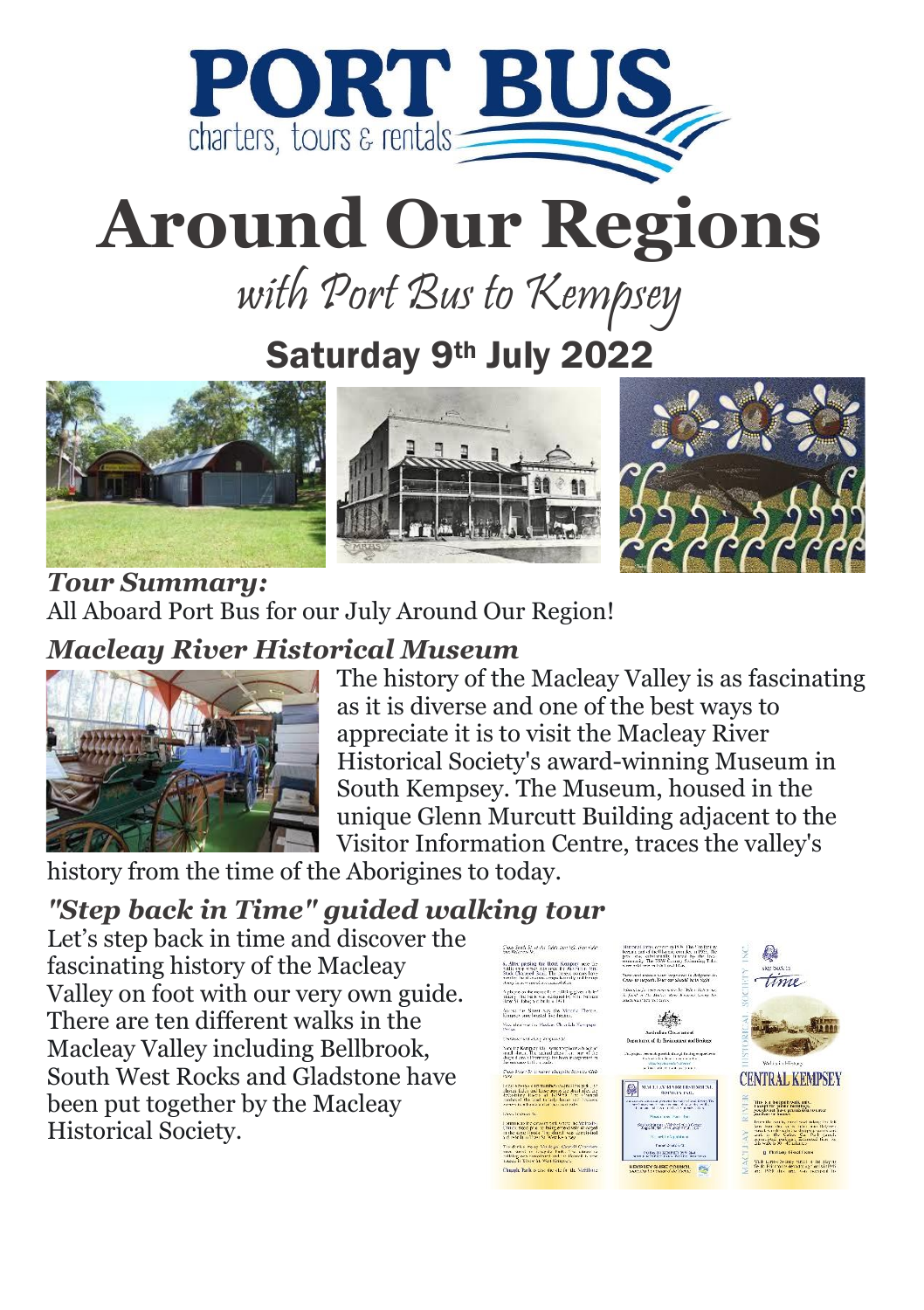# PORT BUS

charters, tours & rentals

# Around Our Regions

## with Port Bus to Kempsey

## Saturday 9th July 2022

### *Tour Summary:*

All Aboard Port Bus for our July Around Our Region!

### *Macleay River Historical Museum*

The history of the Macleay Valley is as fascinating as it is diverse and one of the best ways to appreciate it is to visit the Macleay River Historical Society's award-winning Museum in South Kempsey. The Museum, housed in the unique Glenn Murcutt Building adjacent to the Visitor Information Centre, traces the valley's history from the time of the Aborigines to today.

### *"Step back in Time" guided walking tour*

Let's step back in time and discover the fascinating history of the Macleay Valley on foot with our very own guide. There are ten different walks in the Macleay Valley including Bellbrook, South West Rocks and Gladstone have been put together by the Macleay Historical Society.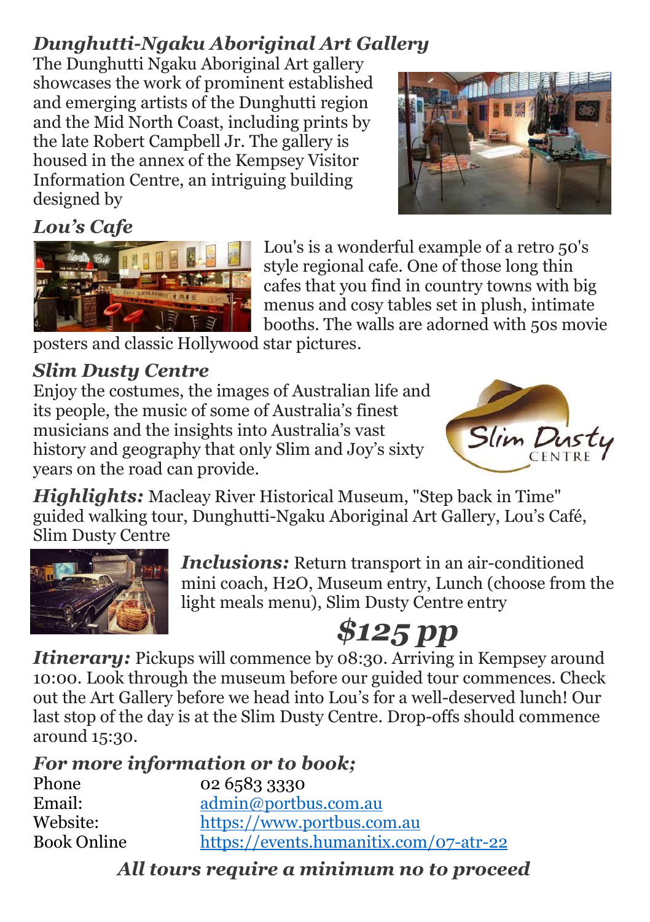### *Dunghutti-Ngaku Aboriginal Art Gallery*

The Dunghutti Ngaku Aboriginal Art gallery showcases the work of prominent established and emerging artists of the Dunghutti region and the Mid North Coast, including prints by the late Robert Campbell Jr. The gallery is housed in the annex of the Kempsey Visitor Information Centre, an intriguing building designed by

### *Lou's Cafe*

Lou's is a wonderful example of a retro 50's style regional cafe. One of those long thin cafes that you find in country towns with big menus and cosy tables set in plush, intimate booths. The walls are adorned with 50s movie posters and classic Hollywood star pictures.

### *Slim Dusty Centre*

Enjoy the costumes, the images of Australian life and its people, the music of some of Australia's finest musicians and the insights into Australia's vast history and geography that only Slim and Joy's sixty years on the road can provide.

***Highlights:*** Macleay River Historical Museum, "Step back in Time" guided walking tour, Dunghutti-Ngaku Aboriginal Art Gallery, Lou's Café, Slim Dusty Centre

***Inclusions:*** Return transport in an air-conditioned mini coach, H2O, Museum entry, Lunch (choose from the light meals menu), Slim Dusty Centre entry

# *$125 pp*

***Itinerary:*** Pickups will commence by 08:30. Arriving in Kempsey around 10:00. Look through the museum before our guided tour commences. Check out the Art Gallery before we head into Lou's for a well-deserved lunch! Our last stop of the day is at the Slim Dusty Centre. Drop-offs should commence around 15:30.

### *For more information or to book;*

| | |
|---|---|
| Phone | 02 6583 3330 |
| Email: | admin@portbus.com.au |
| Website: | https://www.portbus.com.au |
| Book Online | https://events.humanitix.com/07-atr-22 |

***All tours require a minimum no to proceed***